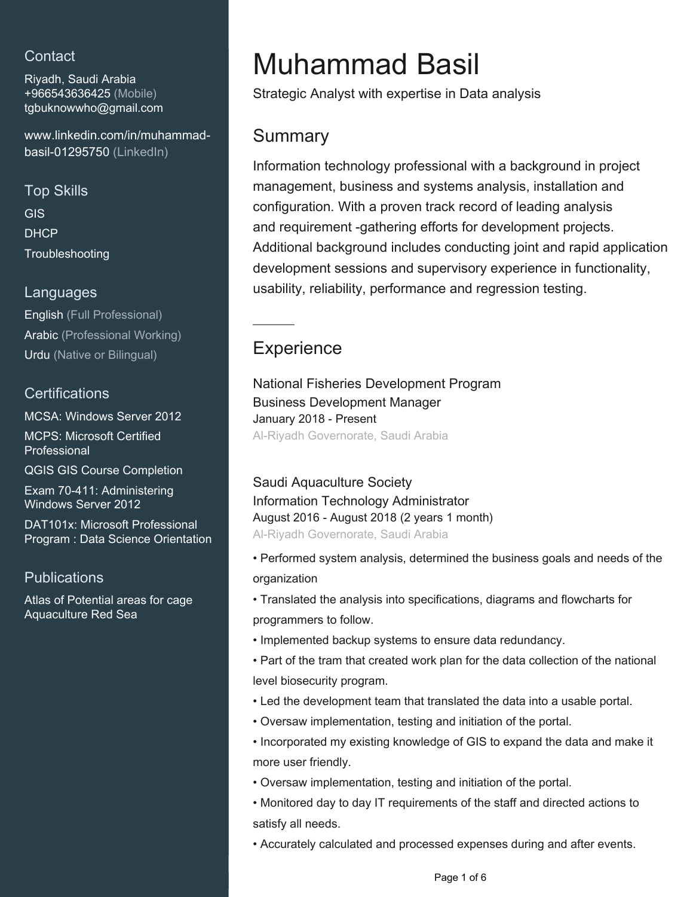## Contact

Riyadh, Saudi Arabia
+966543636425 (Mobile)
tgbuknowwho@gmail.com

www.linkedin.com/in/muhammad-basil-01295750 (LinkedIn)

## Top Skills

GIS
DHCP
Troubleshooting

## Languages

English (Full Professional)
Arabic (Professional Working)
Urdu (Native or Bilingual)

## Certifications

MCSA: Windows Server 2012
MCPS: Microsoft Certified Professional
QGIS GIS Course Completion
Exam 70-411: Administering Windows Server 2012
DAT101x: Microsoft Professional Program : Data Science Orientation

## Publications

Atlas of Potential areas for cage Aquaculture Red Sea

# Muhammad Basil

Strategic Analyst with expertise in Data analysis

## Summary

Information technology professional with a background in project management, business and systems analysis, installation and configuration. With a proven track record of leading analysis and requirement -gathering efforts for development projects. Additional background includes conducting joint and rapid application development sessions and supervisory experience in functionality, usability, reliability, performance and regression testing.

## Experience

National Fisheries Development Program
Business Development Manager
January 2018 - Present
Al-Riyadh Governorate, Saudi Arabia

Saudi Aquaculture Society
Information Technology Administrator
August 2016 - August 2018 (2 years 1 month)
Al-Riyadh Governorate, Saudi Arabia

- Performed system analysis, determined the business goals and needs of the organization
- Translated the analysis into specifications, diagrams and flowcharts for programmers to follow.
- Implemented backup systems to ensure data redundancy.
- Part of the tram that created work plan for the data collection of the national level biosecurity program.
- Led the development team that translated the data into a usable portal.
- Oversaw implementation, testing and initiation of the portal.
- Incorporated my existing knowledge of GIS to expand the data and make it more user friendly.
- Oversaw implementation, testing and initiation of the portal.
- Monitored day to day IT requirements of the staff and directed actions to satisfy all needs.
- Accurately calculated and processed expenses during and after events.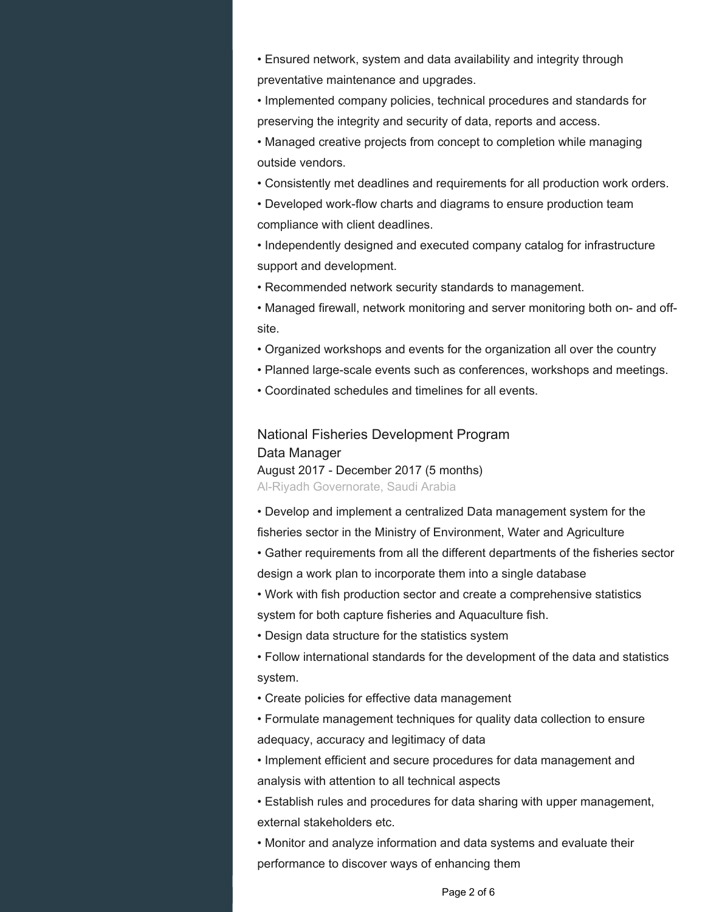• Ensured network, system and data availability and integrity through preventative maintenance and upgrades.
• Implemented company policies, technical procedures and standards for preserving the integrity and security of data, reports and access.
• Managed creative projects from concept to completion while managing outside vendors.
• Consistently met deadlines and requirements for all production work orders.
• Developed work-flow charts and diagrams to ensure production team compliance with client deadlines.
• Independently designed and executed company catalog for infrastructure support and development.
• Recommended network security standards to management.
• Managed firewall, network monitoring and server monitoring both on- and off-site.
• Organized workshops and events for the organization all over the country
• Planned large-scale events such as conferences, workshops and meetings.
• Coordinated schedules and timelines for all events.

### National Fisheries Development Program
Data Manager
August 2017 - December 2017 (5 months)
Al-Riyadh Governorate, Saudi Arabia

• Develop and implement a centralized Data management system for the fisheries sector in the Ministry of Environment, Water and Agriculture
• Gather requirements from all the different departments of the fisheries sector design a work plan to incorporate them into a single database
• Work with fish production sector and create a comprehensive statistics system for both capture fisheries and Aquaculture fish.
• Design data structure for the statistics system
• Follow international standards for the development of the data and statistics system.
• Create policies for effective data management
• Formulate management techniques for quality data collection to ensure adequacy, accuracy and legitimacy of data
• Implement efficient and secure procedures for data management and analysis with attention to all technical aspects
• Establish rules and procedures for data sharing with upper management, external stakeholders etc.
• Monitor and analyze information and data systems and evaluate their performance to discover ways of enhancing them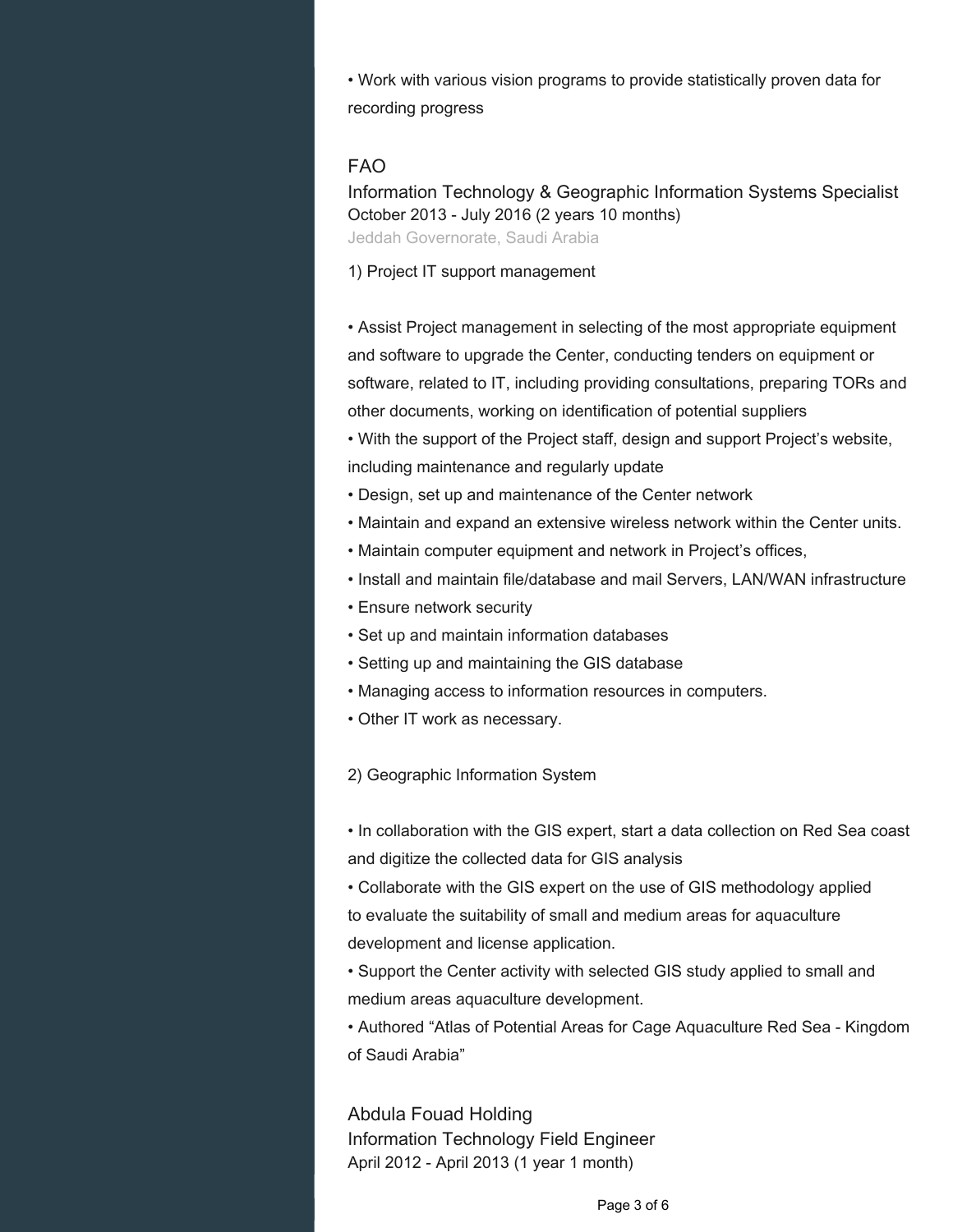• Work with various vision programs to provide statistically proven data for recording progress

### FAO

Information Technology & Geographic Information Systems Specialist
October 2013 - July 2016 (2 years 10 months)
Jeddah Governorate, Saudi Arabia

1) Project IT support management

• Assist Project management in selecting of the most appropriate equipment and software to upgrade the Center, conducting tenders on equipment or software, related to IT, including providing consultations, preparing TORs and other documents, working on identification of potential suppliers
• With the support of the Project staff, design and support Project's website, including maintenance and regularly update
• Design, set up and maintenance of the Center network
• Maintain and expand an extensive wireless network within the Center units.
• Maintain computer equipment and network in Project's offices,
• Install and maintain file/database and mail Servers, LAN/WAN infrastructure
• Ensure network security
• Set up and maintain information databases
• Setting up and maintaining the GIS database
• Managing access to information resources in computers.
• Other IT work as necessary.

2) Geographic Information System

• In collaboration with the GIS expert, start a data collection on Red Sea coast and digitize the collected data for GIS analysis
• Collaborate with the GIS expert on the use of GIS methodology applied to evaluate the suitability of small and medium areas for aquaculture development and license application.
• Support the Center activity with selected GIS study applied to small and medium areas aquaculture development.
• Authored "Atlas of Potential Areas for Cage Aquaculture Red Sea - Kingdom of Saudi Arabia"

### Abdula Fouad Holding

Information Technology Field Engineer
April 2012 - April 2013 (1 year 1 month)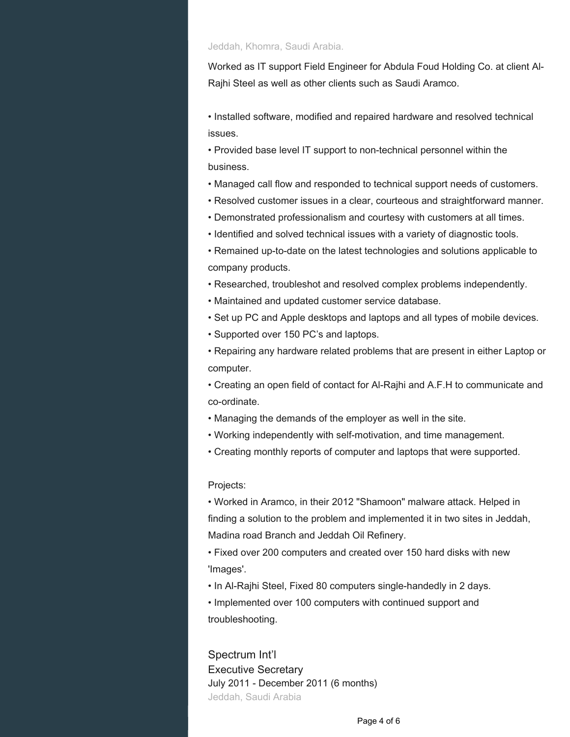Jeddah, Khomra, Saudi Arabia.

Worked as IT support Field Engineer for Abdula Foud Holding Co. at client Al-Rajhi Steel as well as other clients such as Saudi Aramco.

- Installed software, modified and repaired hardware and resolved technical issues.
- Provided base level IT support to non-technical personnel within the business.
- Managed call flow and responded to technical support needs of customers.
- Resolved customer issues in a clear, courteous and straightforward manner.
- Demonstrated professionalism and courtesy with customers at all times.
- Identified and solved technical issues with a variety of diagnostic tools.
- Remained up-to-date on the latest technologies and solutions applicable to company products.
- Researched, troubleshot and resolved complex problems independently.
- Maintained and updated customer service database.
- Set up PC and Apple desktops and laptops and all types of mobile devices.
- Supported over 150 PC's and laptops.
- Repairing any hardware related problems that are present in either Laptop or computer.
- Creating an open field of contact for Al-Rajhi and A.F.H to communicate and co-ordinate.
- Managing the demands of the employer as well in the site.
- Working independently with self-motivation, and time management.
- Creating monthly reports of computer and laptops that were supported.

Projects:

- Worked in Aramco, in their 2012 "Shamoon" malware attack. Helped in finding a solution to the problem and implemented it in two sites in Jeddah, Madina road Branch and Jeddah Oil Refinery.
- Fixed over 200 computers and created over 150 hard disks with new 'Images'.
- In Al-Rajhi Steel, Fixed 80 computers single-handedly in 2 days.
- Implemented over 100 computers with continued support and troubleshooting.

### Spectrum Int'l

Executive Secretary

July 2011 - December 2011 (6 months)

Jeddah, Saudi Arabia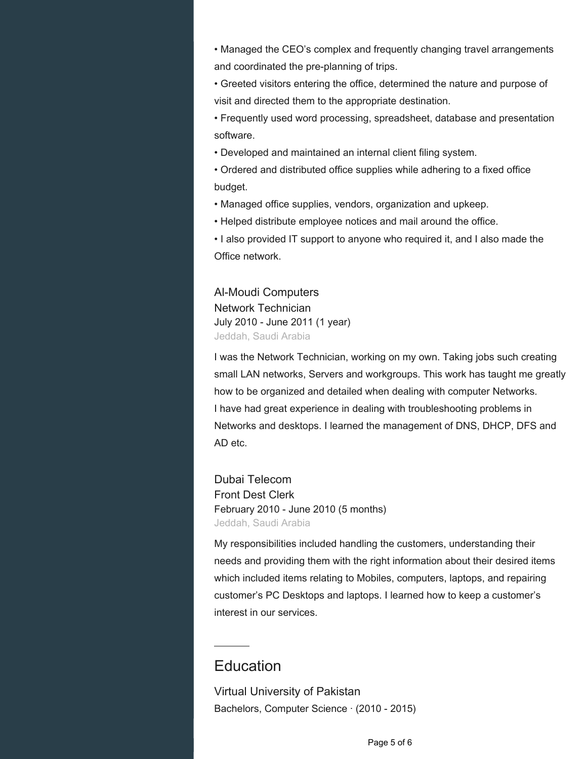• Managed the CEO's complex and frequently changing travel arrangements and coordinated the pre-planning of trips.
• Greeted visitors entering the office, determined the nature and purpose of visit and directed them to the appropriate destination.
• Frequently used word processing, spreadsheet, database and presentation software.
• Developed and maintained an internal client filing system.
• Ordered and distributed office supplies while adhering to a fixed office budget.
• Managed office supplies, vendors, organization and upkeep.
• Helped distribute employee notices and mail around the office.
• I also provided IT support to anyone who required it, and I also made the Office network.

### Al-Moudi Computers

Network Technician
July 2010 - June 2011 (1 year)
Jeddah, Saudi Arabia

I was the Network Technician, working on my own. Taking jobs such creating small LAN networks, Servers and workgroups. This work has taught me greatly how to be organized and detailed when dealing with computer Networks.
I have had great experience in dealing with troubleshooting problems in Networks and desktops. I learned the management of DNS, DHCP, DFS and AD etc.

### Dubai Telecom

Front Dest Clerk
February 2010 - June 2010 (5 months)
Jeddah, Saudi Arabia

My responsibilities included handling the customers, understanding their needs and providing them with the right information about their desired items which included items relating to Mobiles, computers, laptops, and repairing customer's PC Desktops and laptops. I learned how to keep a customer's interest in our services.

## Education

### Virtual University of Pakistan

Bachelors, Computer Science · (2010 - 2015)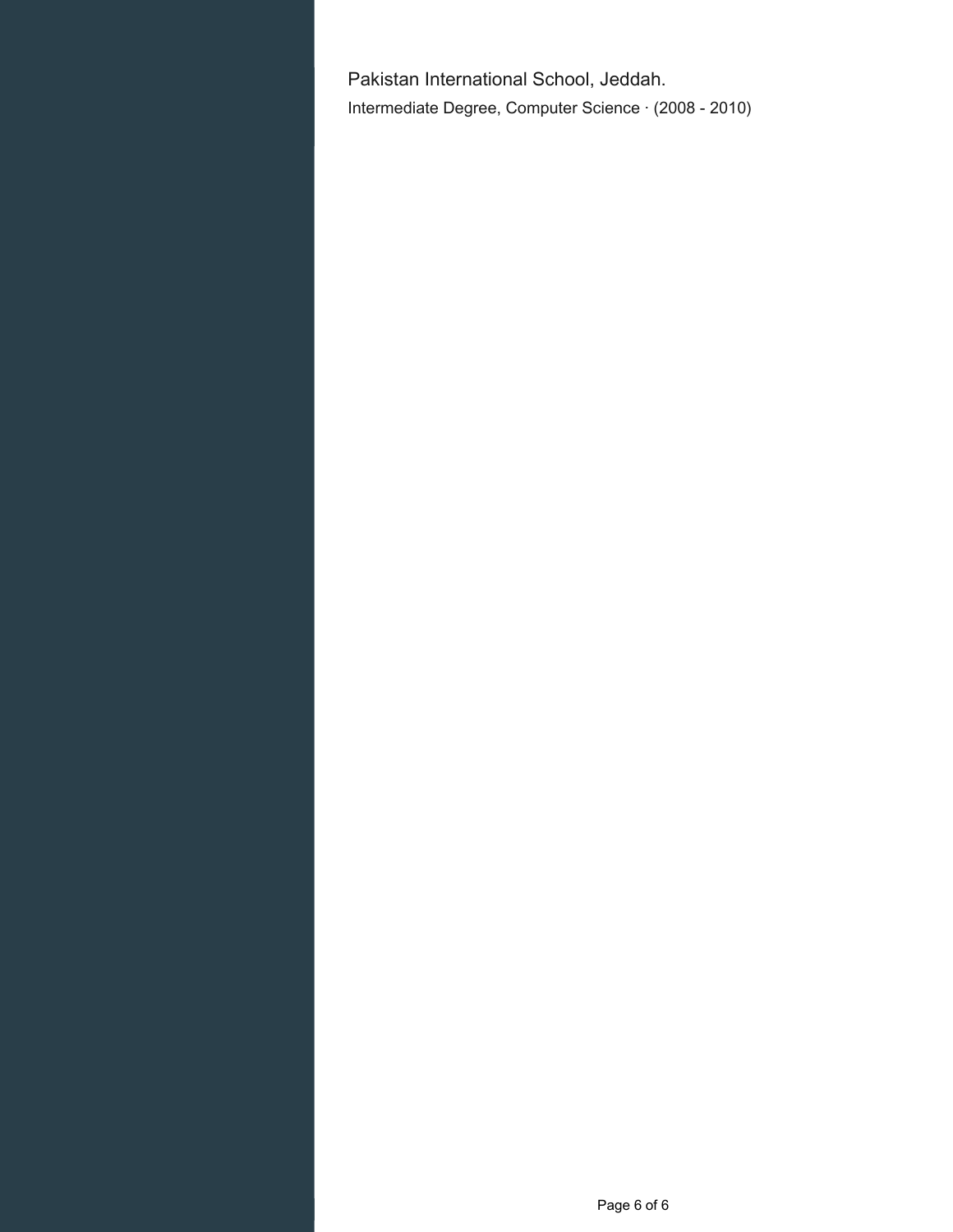Pakistan International School, Jeddah.

Intermediate Degree, Computer Science · (2008 - 2010)